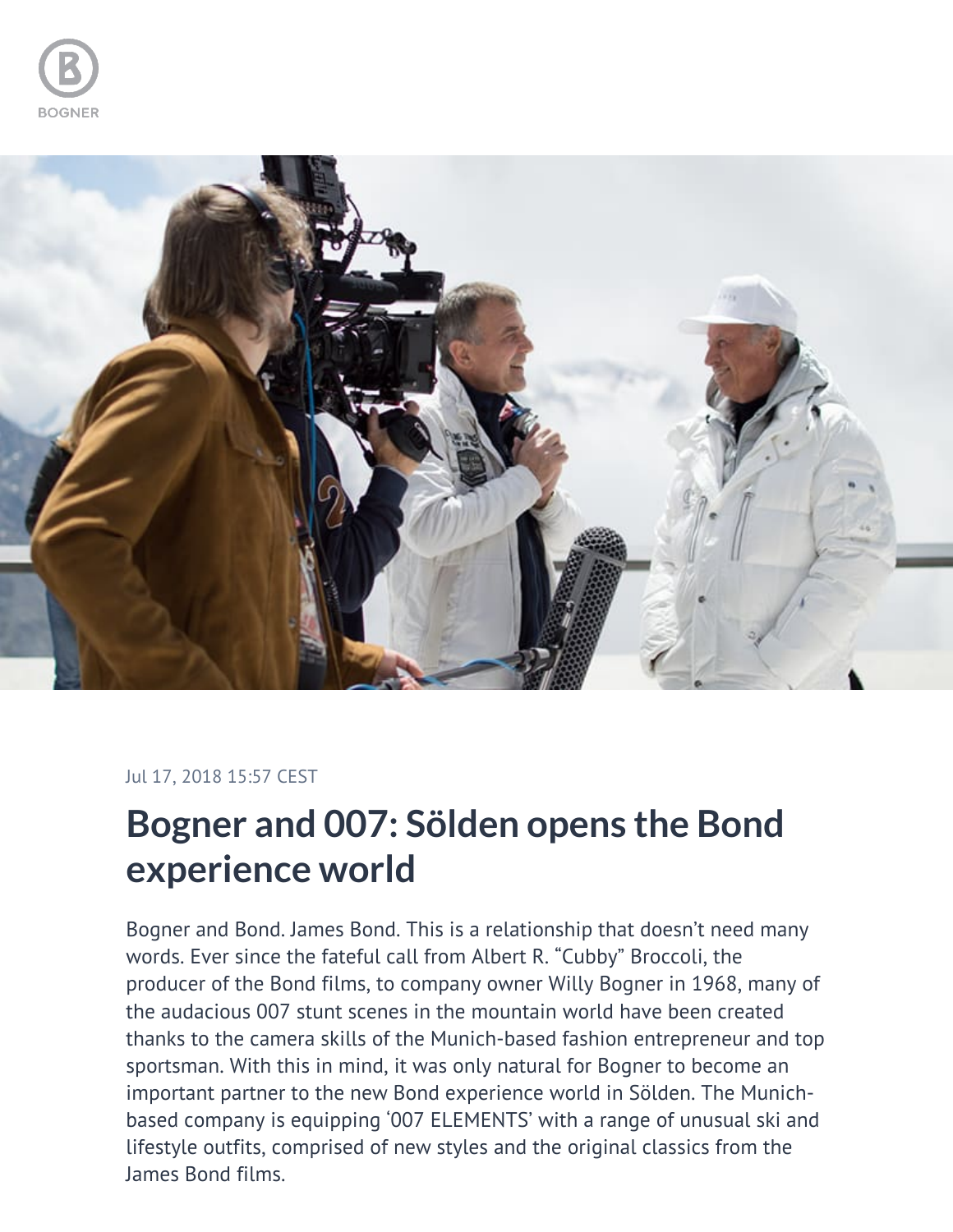BOGNER

Jul 17, 2018 15:57 CEST

# Bogner and 007: Sölden opens the Bond experience world

Bogner and Bond. James Bond. This is a relationship that doesn't need many words. Ever since the fateful call from Albert R. "Cubby" Broccoli, the producer of the Bond films, to company owner Willy Bogner in 1968, many of the audacious 007 stunt scenes in the mountain world have been created thanks to the camera skills of the Munich-based fashion entrepreneur and top sportsman. With this in mind, it was only natural for Bogner to become an important partner to the new Bond experience world in Sölden. The Munich-based company is equipping '007 ELEMENTS' with a range of unusual ski and lifestyle outfits, comprised of new styles and the original classics from the James Bond films.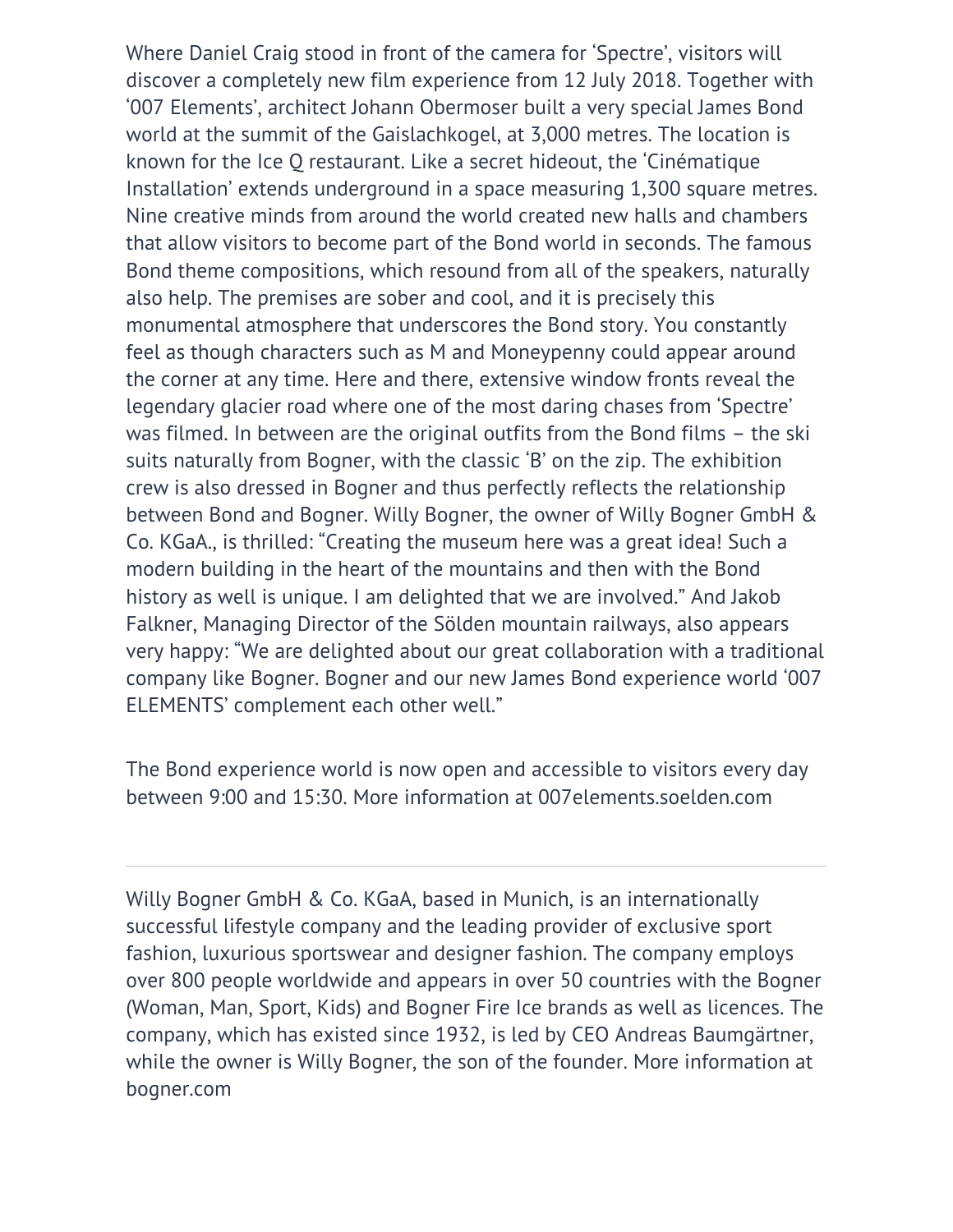Where Daniel Craig stood in front of the camera for ‘Spectre’, visitors will discover a completely new film experience from 12 July 2018. Together with ‘007 Elements’, architect Johann Obermoser built a very special James Bond world at the summit of the Gaislachkogel, at 3,000 metres. The location is known for the Ice Q restaurant. Like a secret hideout, the ‘Cinématique Installation’ extends underground in a space measuring 1,300 square metres. Nine creative minds from around the world created new halls and chambers that allow visitors to become part of the Bond world in seconds. The famous Bond theme compositions, which resound from all of the speakers, naturally also help. The premises are sober and cool, and it is precisely this monumental atmosphere that underscores the Bond story. You constantly feel as though characters such as M and Moneypenny could appear around the corner at any time. Here and there, extensive window fronts reveal the legendary glacier road where one of the most daring chases from ‘Spectre’ was filmed. In between are the original outfits from the Bond films – the ski suits naturally from Bogner, with the classic ‘B’ on the zip. The exhibition crew is also dressed in Bogner and thus perfectly reflects the relationship between Bond and Bogner. Willy Bogner, the owner of Willy Bogner GmbH & Co. KGaA., is thrilled: “Creating the museum here was a great idea! Such a modern building in the heart of the mountains and then with the Bond history as well is unique. I am delighted that we are involved.” And Jakob Falkner, Managing Director of the Sölden mountain railways, also appears very happy: “We are delighted about our great collaboration with a traditional company like Bogner. Bogner and our new James Bond experience world ‘007 ELEMENTS’ complement each other well.”

The Bond experience world is now open and accessible to visitors every day between 9:00 and 15:30. More information at 007elements.soelden.com

---

Willy Bogner GmbH & Co. KGaA, based in Munich, is an internationally successful lifestyle company and the leading provider of exclusive sport fashion, luxurious sportswear and designer fashion. The company employs over 800 people worldwide and appears in over 50 countries with the Bogner (Woman, Man, Sport, Kids) and Bogner Fire Ice brands as well as licences. The company, which has existed since 1932, is led by CEO Andreas Baumgärtner, while the owner is Willy Bogner, the son of the founder. More information at bogner.com